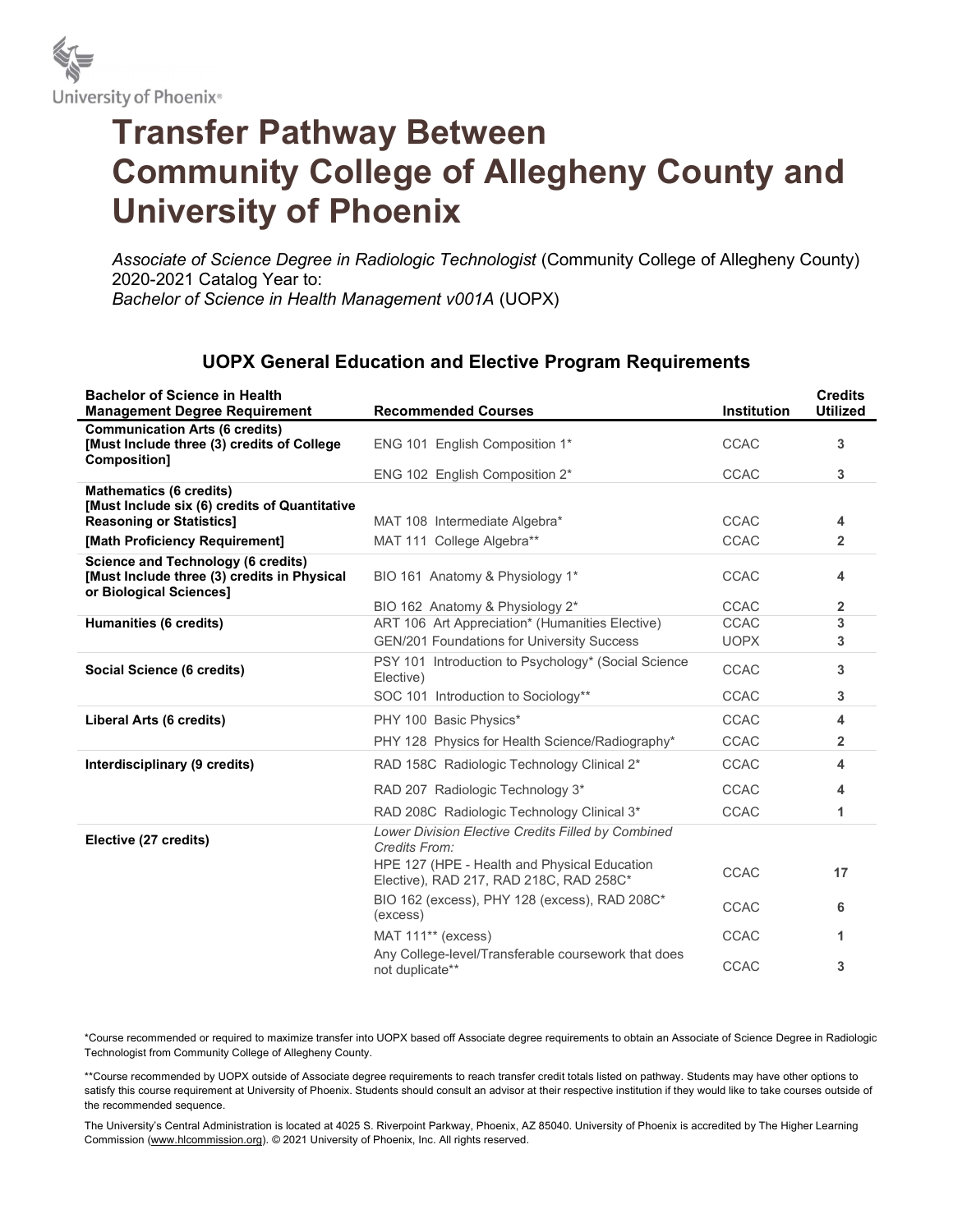University of Phoenix®

# Transfer Pathway Between Community College of Allegheny County and University of Phoenix

*Associate of Science Degree in Radiologic Technologist* (Community College of Allegheny County) 2020-2021 Catalog Year to:
*Bachelor of Science in Health Management v001A* (UOPX)

## UOPX General Education and Elective Program Requirements

| Bachelor of Science in Health Management Degree Requirement | Recommended Courses | Institution | Credits Utilized |
|---|---|---|---|
| **Communication Arts (6 credits) [Must Include three (3) credits of College Composition]** | ENG 101 English Composition 1* | CCAC | **3** |
| | ENG 102 English Composition 2* | CCAC | **3** |
| **Mathematics (6 credits) [Must Include six (6) credits of Quantitative Reasoning or Statistics]** | MAT 108 Intermediate Algebra* | CCAC | **4** |
| **[Math Proficiency Requirement]** | MAT 111 College Algebra** | CCAC | **2** |
| **Science and Technology (6 credits) [Must Include three (3) credits in Physical or Biological Sciences]** | BIO 161 Anatomy & Physiology 1* | CCAC | **4** |
| | BIO 162 Anatomy & Physiology 2* | CCAC | **2** |
| **Humanities (6 credits)** | ART 106 Art Appreciation* (Humanities Elective) | CCAC | **3** |
| | GEN/201 Foundations for University Success | UOPX | **3** |
| **Social Science (6 credits)** | PSY 101 Introduction to Psychology* (Social Science Elective) | CCAC | **3** |
| | SOC 101 Introduction to Sociology** | CCAC | **3** |
| **Liberal Arts (6 credits)** | PHY 100 Basic Physics* | CCAC | **4** |
| | PHY 128 Physics for Health Science/Radiography* | CCAC | **2** |
| **Interdisciplinary (9 credits)** | RAD 158C Radiologic Technology Clinical 2* | CCAC | **4** |
| | RAD 207 Radiologic Technology 3* | CCAC | **4** |
| | RAD 208C Radiologic Technology Clinical 3* | CCAC | **1** |
| **Elective (27 credits)** | *Lower Division Elective Credits Filled by Combined Credits From:* | | |
| | HPE 127 (HPE - Health and Physical Education Elective), RAD 217, RAD 218C, RAD 258C* | CCAC | **17** |
| | BIO 162 (excess), PHY 128 (excess), RAD 208C* (excess) | CCAC | **6** |
| | MAT 111** (excess) | CCAC | **1** |
| | Any College-level/Transferable coursework that does not duplicate** | CCAC | **3** |

*Course recommended or required to maximize transfer into UOPX based off Associate degree requirements to obtain an Associate of Science Degree in Radiologic Technologist from Community College of Allegheny County.

**Course recommended by UOPX outside of Associate degree requirements to reach transfer credit totals listed on pathway. Students may have other options to satisfy this course requirement at University of Phoenix. Students should consult an advisor at their respective institution if they would like to take courses outside of the recommended sequence.

The University's Central Administration is located at 4025 S. Riverpoint Parkway, Phoenix, AZ 85040. University of Phoenix is accredited by The Higher Learning Commission (www.hlcommission.org). © 2021 University of Phoenix, Inc. All rights reserved.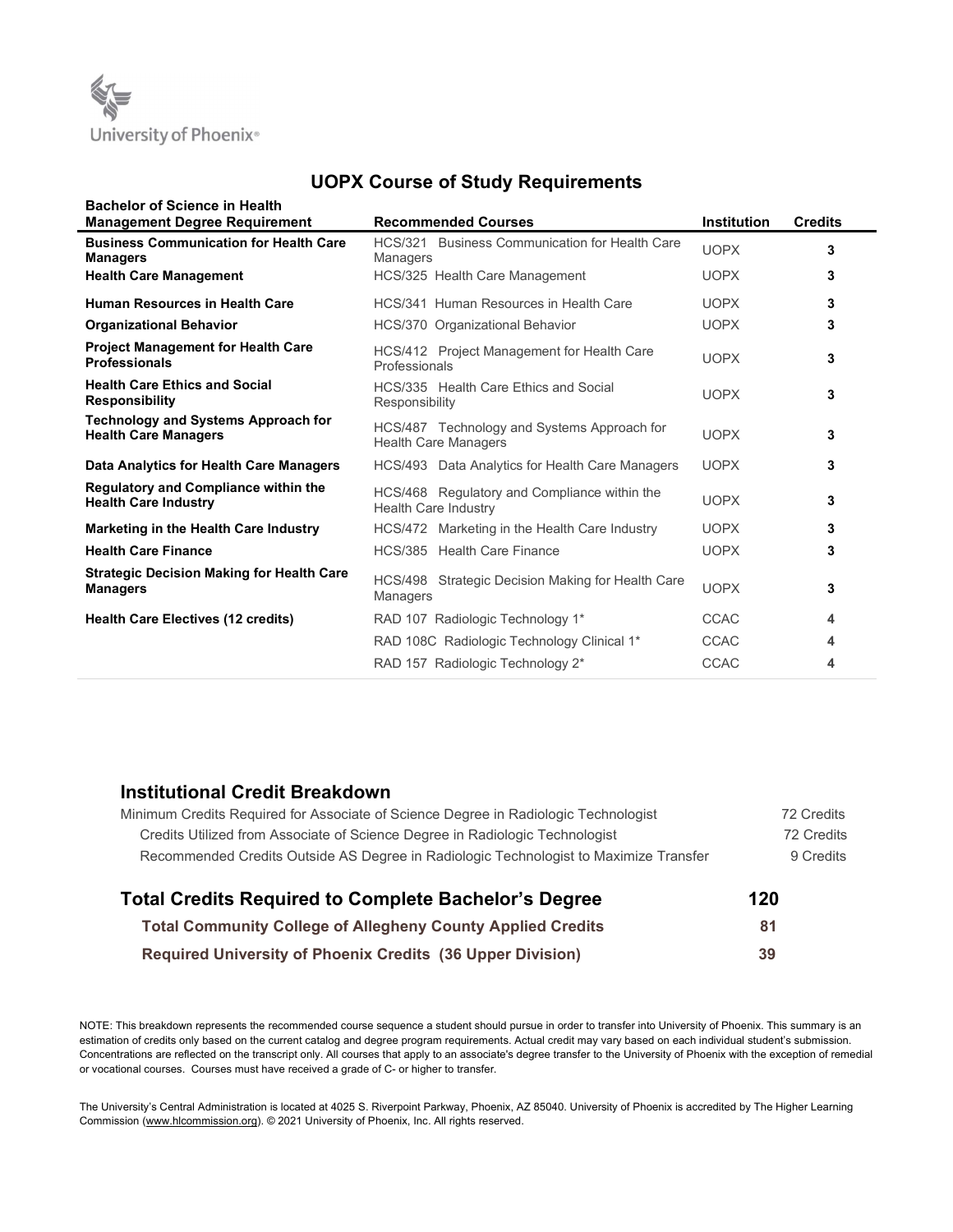University of Phoenix®

## UOPX Course of Study Requirements

| Bachelor of Science in Health Management Degree Requirement | Recommended Courses | Institution | Credits |
|---|---|---|---|
| **Business Communication for Health Care Managers** | HCS/321 Business Communication for Health Care Managers | UOPX | 3 |
| **Health Care Management** | HCS/325 Health Care Management | UOPX | 3 |
| **Human Resources in Health Care** | HCS/341 Human Resources in Health Care | UOPX | 3 |
| **Organizational Behavior** | HCS/370 Organizational Behavior | UOPX | 3 |
| **Project Management for Health Care Professionals** | HCS/412 Project Management for Health Care Professionals | UOPX | 3 |
| **Health Care Ethics and Social Responsibility** | HCS/335 Health Care Ethics and Social Responsibility | UOPX | 3 |
| **Technology and Systems Approach for Health Care Managers** | HCS/487 Technology and Systems Approach for Health Care Managers | UOPX | 3 |
| **Data Analytics for Health Care Managers** | HCS/493 Data Analytics for Health Care Managers | UOPX | 3 |
| **Regulatory and Compliance within the Health Care Industry** | HCS/468 Regulatory and Compliance within the Health Care Industry | UOPX | 3 |
| **Marketing in the Health Care Industry** | HCS/472 Marketing in the Health Care Industry | UOPX | 3 |
| **Health Care Finance** | HCS/385 Health Care Finance | UOPX | 3 |
| **Strategic Decision Making for Health Care Managers** | HCS/498 Strategic Decision Making for Health Care Managers | UOPX | 3 |
| **Health Care Electives (12 credits)** | RAD 107 Radiologic Technology 1* | CCAC | 4 |
| | RAD 108C Radiologic Technology Clinical 1* | CCAC | 4 |
| | RAD 157 Radiologic Technology 2* | CCAC | 4 |

### Institutional Credit Breakdown

| | |
|---|---|
| Minimum Credits Required for Associate of Science Degree in Radiologic Technologist | 72 Credits |
| Credits Utilized from Associate of Science Degree in Radiologic Technologist | 72 Credits |
| Recommended Credits Outside AS Degree in Radiologic Technologist to Maximize Transfer | 9 Credits |

| | |
|---|---|
| **Total Credits Required to Complete Bachelor's Degree** | **120** |
| **Total Community College of Allegheny County Applied Credits** | **81** |
| **Required University of Phoenix Credits (36 Upper Division)** | **39** |

NOTE: This breakdown represents the recommended course sequence a student should pursue in order to transfer into University of Phoenix. This summary is an estimation of credits only based on the current catalog and degree program requirements. Actual credit may vary based on each individual student's submission. Concentrations are reflected on the transcript only. All courses that apply to an associate's degree transfer to the University of Phoenix with the exception of remedial or vocational courses. Courses must have received a grade of C- or higher to transfer.

The University's Central Administration is located at 4025 S. Riverpoint Parkway, Phoenix, AZ 85040. University of Phoenix is accredited by The Higher Learning Commission (www.hlcommission.org). © 2021 University of Phoenix, Inc. All rights reserved.